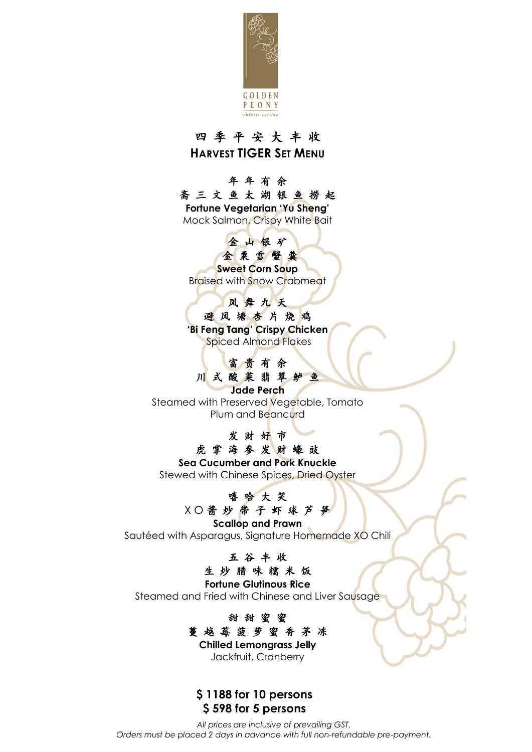GOLDEN PEONY
*chinese cuisine*

# 四季平安大丰收

# HARVEST TIGER SET MENU

年年有余
斋三文鱼太湖银鱼捞起
**Fortune Vegetarian 'Yu Sheng'**
Mock Salmon, Crispy White Bait

金山银矿
金粟雪蟹羹
**Sweet Corn Soup**
Braised with Snow Crabmeat

凤舞九天
避风塘杏片烧鸡
**'Bi Feng Tang' Crispy Chicken**
Spiced Almond Flakes

富贵有余
川式酸菜翡翠鲈鱼
**Jade Perch**
Steamed with Preserved Vegetable, Tomato
Plum and Beancurd

发财好市
虎掌海参发财蠔豉
**Sea Cucumber and Pork Knuckle**
Stewed with Chinese Spices, Dried Oyster

嘻哈大笑
XO酱炒带子虾球芦笋
**Scallop and Prawn**
Sautéed with Asparagus, Signature Homemade XO Chili

五谷丰收
生炒腊味糯米饭
**Fortune Glutinous Rice**
Steamed and Fried with Chinese and Liver Sausage

甜甜蜜蜜
蔓越莓菠萝蜜香茅冻
**Chilled Lemongrass Jelly**
Jackfruit, Cranberry

**$ 1188 for 10 persons**
**$ 598 for 5 persons**

*All prices are inclusive of prevailing GST.*
*Orders must be placed 2 days in advance with full non-refundable pre-payment.*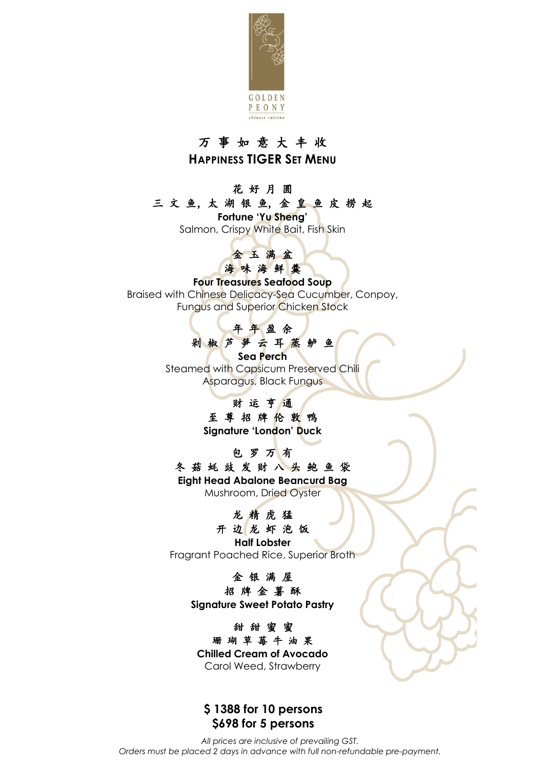GOLDEN PEONY
*chinese cuisine*

# 万 事 如 意 大 丰 收
# HAPPINESS TIGER SET MENU

花 好 月 圆
三 文 鱼, 太 湖 银 鱼, 金 皇 鱼 皮 捞 起
**Fortune 'Yu Sheng'**
Salmon, Crispy White Bait, Fish Skin

金 玉 满 盆
海 味 海 鲜 羹
**Four Treasures Seafood Soup**
Braised with Chinese Delicacy-Sea Cucumber, Conpoy,
Fungus and Superior Chicken Stock

年 年 盈 余
剁 椒 芦 笋 云 耳 蒸 鲈 鱼
**Sea Perch**
Steamed with Capsicum Preserved Chili
Asparagus, Black Fungus

财 运 亨 通
至 尊 招 牌 伦 敦 鸭
**Signature 'London' Duck**

包 罗 万 有
冬 菇 蚝 豉 发 财 八 头 鲍 鱼 袋
**Eight Head Abalone Beancurd Bag**
Mushroom, Dried Oyster

龙 精 虎 猛
开 边 龙 虾 泡 饭
**Half Lobster**
Fragrant Poached Rice, Superior Broth

金 银 满 屋
招 牌 金 薯 酥
**Signature Sweet Potato Pastry**

甜 甜 蜜 蜜
珊 瑚 草 莓 牛 油 果
**Chilled Cream of Avocado**
Carol Weed, Strawberry

**$ 1388 for 10 persons**
**$698 for 5 persons**

*All prices are inclusive of prevailing GST.*
*Orders must be placed 2 days in advance with full non-refundable pre-payment.*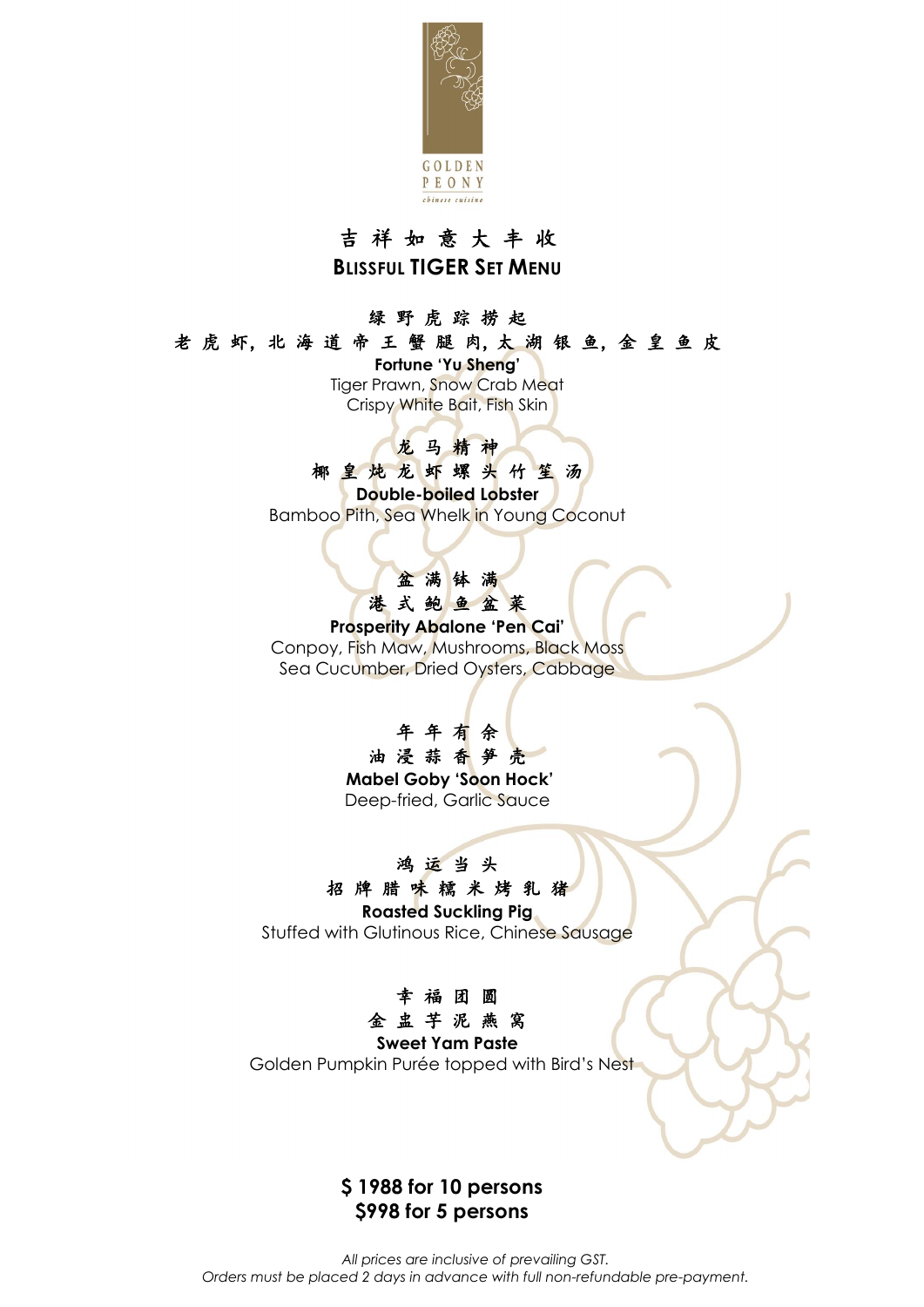GOLDEN PEONY
chinese cuisine

# 吉 祥 如 意 大 丰 收
## BLISSFUL TIGER SET MENU

绿 野 虎 踪 捞 起
老 虎 虾, 北 海 道 帝 王 蟹 腿 肉, 太 湖 银 鱼, 金 皇 鱼 皮
**Fortune 'Yu Sheng'**
Tiger Prawn, Snow Crab Meat
Crispy White Bait, Fish Skin

龙 马 精 神
椰 皇 炖 龙 虾 螺 头 竹 笙 汤
**Double-boiled Lobster**
Bamboo Pith, Sea Whelk in Young Coconut

盆 满 钵 满
港 式 鲍 鱼 盆 菜
**Prosperity Abalone 'Pen Cai'**
Conpoy, Fish Maw, Mushrooms, Black Moss
Sea Cucumber, Dried Oysters, Cabbage

年 年 有 余
油 浸 蒜 香 笋 壳
**Mabel Goby 'Soon Hock'**
Deep-fried, Garlic Sauce

鸿 运 当 头
招 牌 腊 味 糯 米 烤 乳 猪
**Roasted Suckling Pig**
Stuffed with Glutinous Rice, Chinese Sausage

幸 福 团 圆
金 盅 芋 泥 燕 窝
**Sweet Yam Paste**
Golden Pumpkin Purée topped with Bird's Nest

**$ 1988 for 10 persons**
**$998 for 5 persons**

*All prices are inclusive of prevailing GST.*
*Orders must be placed 2 days in advance with full non-refundable pre-payment.*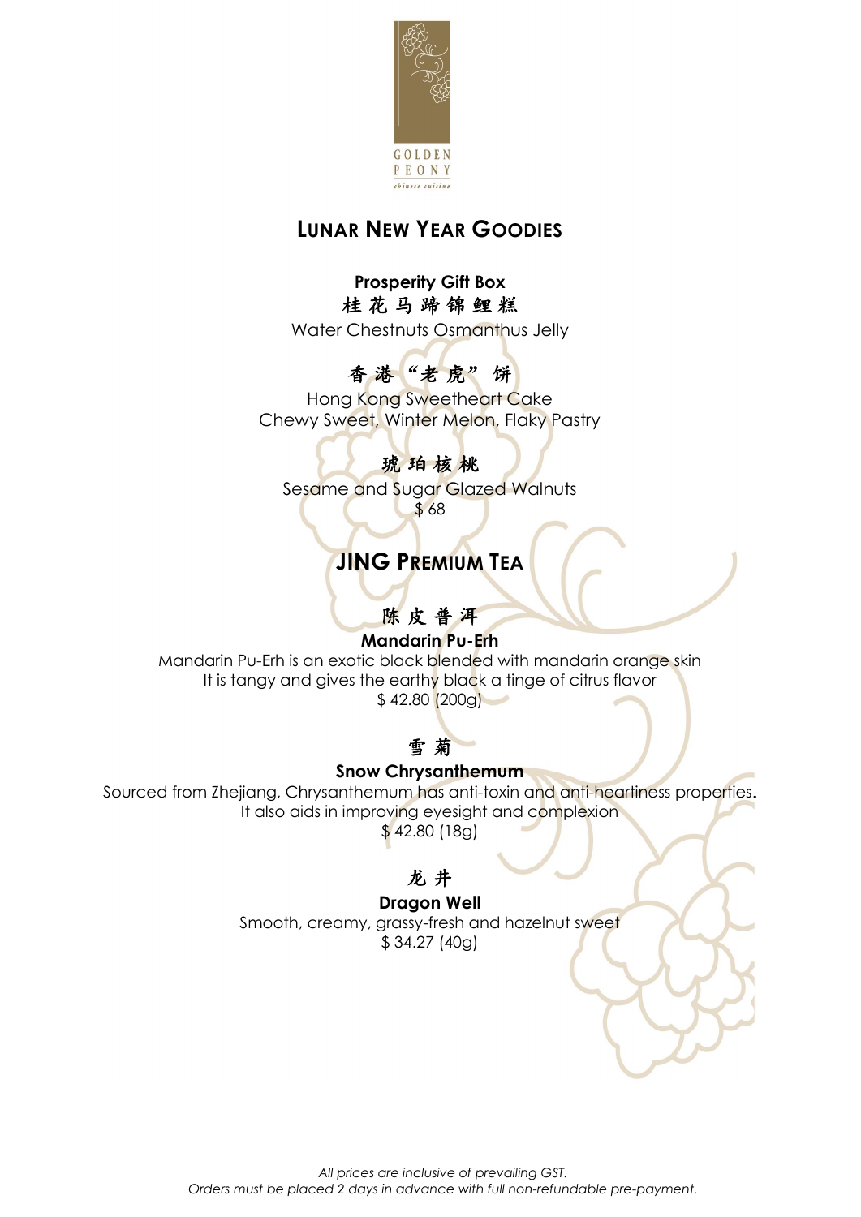GOLDEN PEONY
chinese cuisine

# LUNAR NEW YEAR GOODIES

**Prosperity Gift Box**

**桂花马蹄锦鲤糕**

Water Chestnuts Osmanthus Jelly

**香港"老虎"饼**

Hong Kong Sweetheart Cake
Chewy Sweet, Winter Melon, Flaky Pastry

**琥珀核桃**

Sesame and Sugar Glazed Walnuts
$ 68

# JING PREMIUM TEA

**陈皮普洱**

**Mandarin Pu-Erh**

Mandarin Pu-Erh is an exotic black blended with mandarin orange skin
It is tangy and gives the earthy black a tinge of citrus flavor
$ 42.80 (200g)

**雪菊**

**Snow Chrysanthemum**

Sourced from Zhejiang, Chrysanthemum has anti-toxin and anti-heartiness properties.
It also aids in improving eyesight and complexion
$ 42.80 (18g)

**龙井**

**Dragon Well**

Smooth, creamy, grassy-fresh and hazelnut sweet
$ 34.27 (40g)

*All prices are inclusive of prevailing GST.*
*Orders must be placed 2 days in advance with full non-refundable pre-payment.*